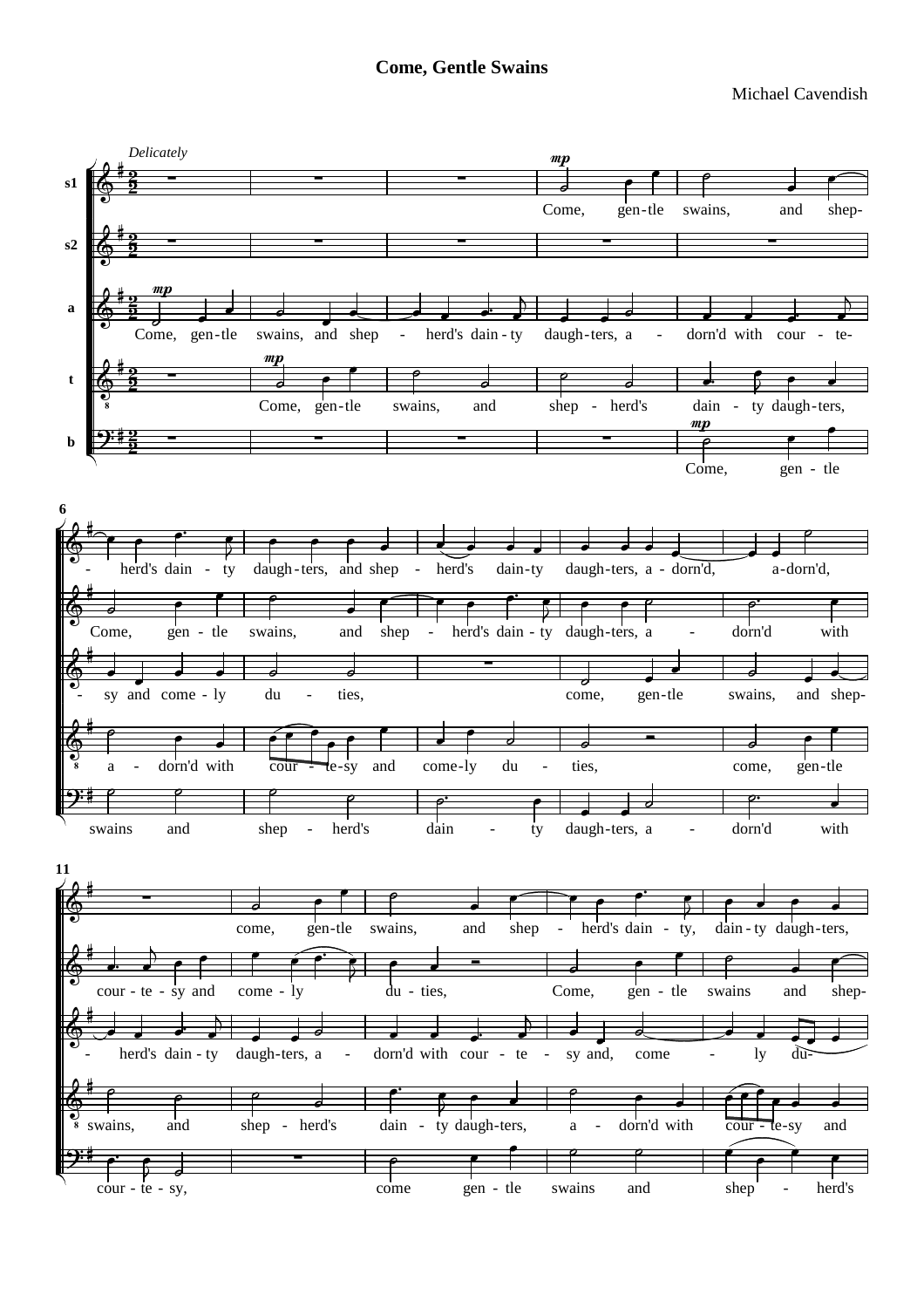# Come, Gentle Swains

Michael Cavendish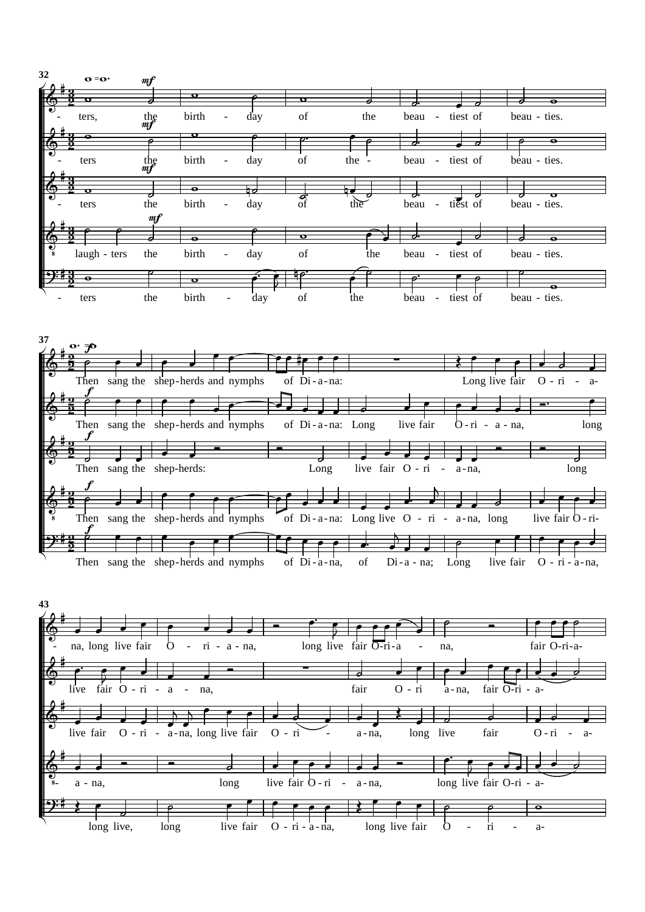32

𝅝 = 𝅝.

*mf*

- ters, the birth - day of the beau - tiest of beau - ties.

- ters the birth - day of the - beau - tiest of beau - ties.

- ters the birth - day of the beau - tiest of beau - ties.

laugh - ters the birth - day of the beau - tiest of beau - ties.

- ters the birth - day of the beau - tiest of beau - ties.

37

𝅝. = 𝅝

*f*

Then sang the shep-herds and nymphs of Di - a - na: Long live fair O - ri - a-

Then sang the shep-herds and nymphs of Di - a - na: Long live fair O - ri - a - na, long

Then sang the shep-herds: Long live fair O - ri - a - na, long

Then sang the shep-herds and nymphs of Di - a - na: Long live O - ri - a - na, long live fair O - ri-

Then sang the shep-herds and nymphs of Di - a - na, of Di - a - na; Long live fair O - ri - a - na,

43

- na, long live fair O - ri - a - na, long live fair O-ri-a - na, fair O-ri-a-

live fair O - ri - a - na, fair O - ri a - na, fair O-ri - a-

live fair O - ri - a-na, long live fair O - ri - a - na, long live fair O - ri - a-

a - na, long live fair O - ri - a - na, long live fair O-ri - a-

long live, long live fair O - ri - a - na, long live fair O - ri - a-